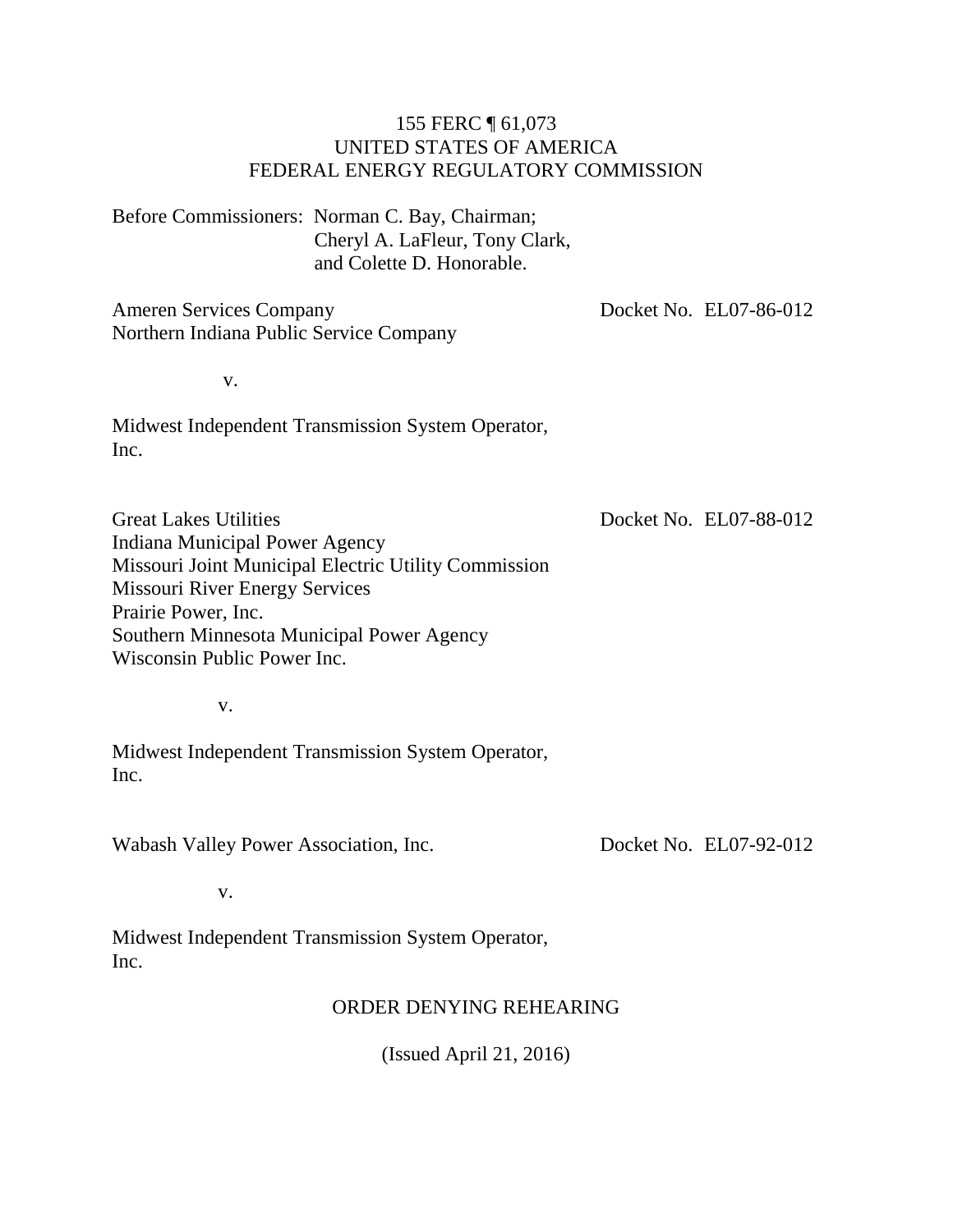155 FERC ¶ 61,073
UNITED STATES OF AMERICA
FEDERAL ENERGY REGULATORY COMMISSION

Before Commissioners: Norman C. Bay, Chairman;
Cheryl A. LaFleur, Tony Clark,
and Colette D. Honorable.

Ameren Services Company
Northern Indiana Public Service Company

v.

Midwest Independent Transmission System Operator, Inc.

Docket No. EL07-86-012

Great Lakes Utilities
Indiana Municipal Power Agency
Missouri Joint Municipal Electric Utility Commission
Missouri River Energy Services
Prairie Power, Inc.
Southern Minnesota Municipal Power Agency
Wisconsin Public Power Inc.

v.

Midwest Independent Transmission System Operator, Inc.

Docket No. EL07-88-012

Wabash Valley Power Association, Inc.

v.

Midwest Independent Transmission System Operator, Inc.

Docket No. EL07-92-012

ORDER DENYING REHEARING

(Issued April 21, 2016)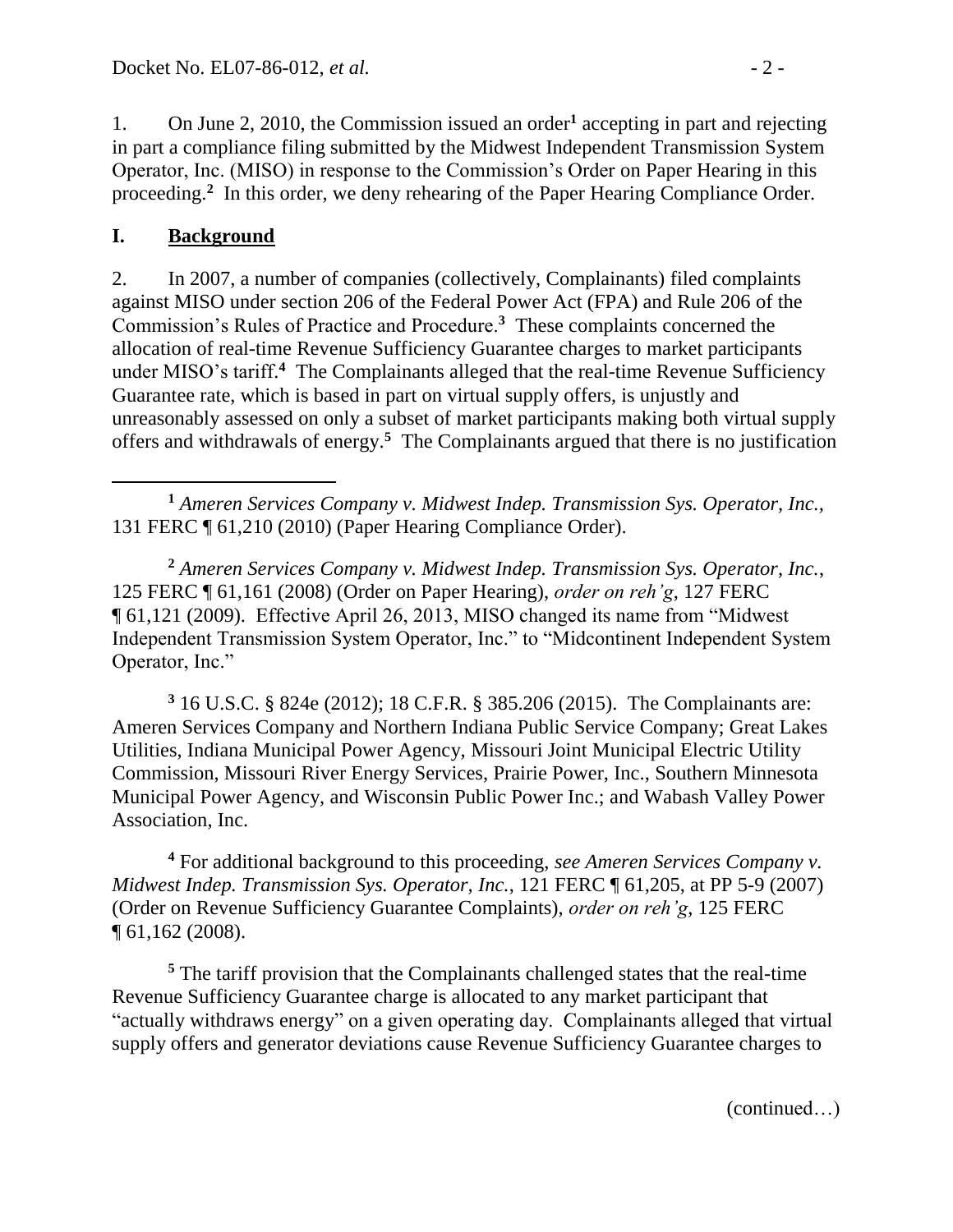1. On June 2, 2010, the Commission issued an order[1] accepting in part and rejecting in part a compliance filing submitted by the Midwest Independent Transmission System Operator, Inc. (MISO) in response to the Commission's Order on Paper Hearing in this proceeding.[2] In this order, we deny rehearing of the Paper Hearing Compliance Order.

## I. Background

2. In 2007, a number of companies (collectively, Complainants) filed complaints against MISO under section 206 of the Federal Power Act (FPA) and Rule 206 of the Commission's Rules of Practice and Procedure.[3] These complaints concerned the allocation of real-time Revenue Sufficiency Guarantee charges to market participants under MISO's tariff.[4] The Complainants alleged that the real-time Revenue Sufficiency Guarantee rate, which is based in part on virtual supply offers, is unjustly and unreasonably assessed on only a subset of market participants making both virtual supply offers and withdrawals of energy.[5] The Complainants argued that there is no justification

---

[1] *Ameren Services Company v. Midwest Indep. Transmission Sys. Operator, Inc.*, 131 FERC ¶ 61,210 (2010) (Paper Hearing Compliance Order).

[2] *Ameren Services Company v. Midwest Indep. Transmission Sys. Operator, Inc.*, 125 FERC ¶ 61,161 (2008) (Order on Paper Hearing), *order on reh'g*, 127 FERC ¶ 61,121 (2009). Effective April 26, 2013, MISO changed its name from "Midwest Independent Transmission System Operator, Inc." to "Midcontinent Independent System Operator, Inc."

[3] 16 U.S.C. § 824e (2012); 18 C.F.R. § 385.206 (2015). The Complainants are: Ameren Services Company and Northern Indiana Public Service Company; Great Lakes Utilities, Indiana Municipal Power Agency, Missouri Joint Municipal Electric Utility Commission, Missouri River Energy Services, Prairie Power, Inc., Southern Minnesota Municipal Power Agency, and Wisconsin Public Power Inc.; and Wabash Valley Power Association, Inc.

[4] For additional background to this proceeding, *see Ameren Services Company v. Midwest Indep. Transmission Sys. Operator, Inc.*, 121 FERC ¶ 61,205, at PP 5-9 (2007) (Order on Revenue Sufficiency Guarantee Complaints), *order on reh'g*, 125 FERC ¶ 61,162 (2008).

[5] The tariff provision that the Complainants challenged states that the real-time Revenue Sufficiency Guarantee charge is allocated to any market participant that "actually withdraws energy" on a given operating day. Complainants alleged that virtual supply offers and generator deviations cause Revenue Sufficiency Guarantee charges to

(continued…)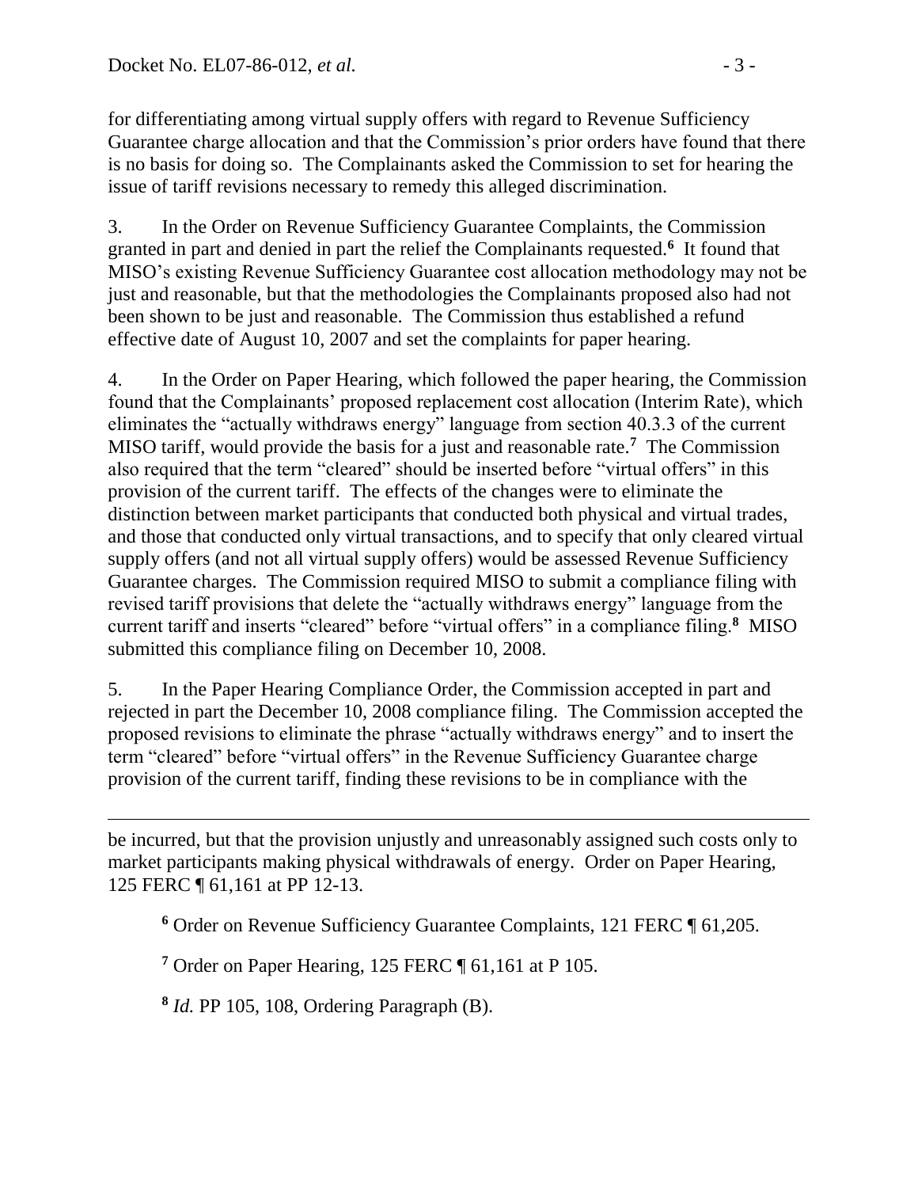for differentiating among virtual supply offers with regard to Revenue Sufficiency Guarantee charge allocation and that the Commission's prior orders have found that there is no basis for doing so. The Complainants asked the Commission to set for hearing the issue of tariff revisions necessary to remedy this alleged discrimination.

3. In the Order on Revenue Sufficiency Guarantee Complaints, the Commission granted in part and denied in part the relief the Complainants requested.[6] It found that MISO's existing Revenue Sufficiency Guarantee cost allocation methodology may not be just and reasonable, but that the methodologies the Complainants proposed also had not been shown to be just and reasonable. The Commission thus established a refund effective date of August 10, 2007 and set the complaints for paper hearing.

4. In the Order on Paper Hearing, which followed the paper hearing, the Commission found that the Complainants' proposed replacement cost allocation (Interim Rate), which eliminates the "actually withdraws energy" language from section 40.3.3 of the current MISO tariff, would provide the basis for a just and reasonable rate.[7] The Commission also required that the term "cleared" should be inserted before "virtual offers" in this provision of the current tariff. The effects of the changes were to eliminate the distinction between market participants that conducted both physical and virtual trades, and those that conducted only virtual transactions, and to specify that only cleared virtual supply offers (and not all virtual supply offers) would be assessed Revenue Sufficiency Guarantee charges. The Commission required MISO to submit a compliance filing with revised tariff provisions that delete the "actually withdraws energy" language from the current tariff and inserts "cleared" before "virtual offers" in a compliance filing.[8] MISO submitted this compliance filing on December 10, 2008.

5. In the Paper Hearing Compliance Order, the Commission accepted in part and rejected in part the December 10, 2008 compliance filing. The Commission accepted the proposed revisions to eliminate the phrase "actually withdraws energy" and to insert the term "cleared" before "virtual offers" in the Revenue Sufficiency Guarantee charge provision of the current tariff, finding these revisions to be in compliance with the

---

be incurred, but that the provision unjustly and unreasonably assigned such costs only to market participants making physical withdrawals of energy. Order on Paper Hearing, 125 FERC ¶ 61,161 at PP 12-13.

[6] Order on Revenue Sufficiency Guarantee Complaints, 121 FERC ¶ 61,205.

[7] Order on Paper Hearing, 125 FERC ¶ 61,161 at P 105.

[8] *Id.* PP 105, 108, Ordering Paragraph (B).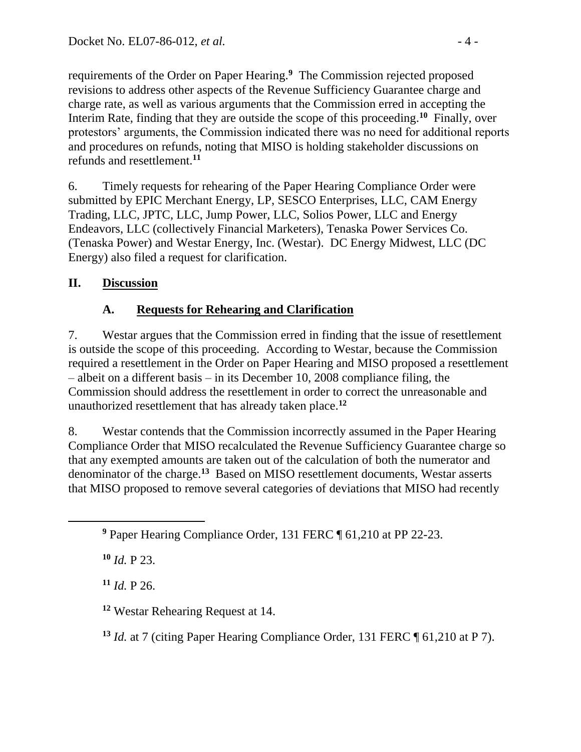requirements of the Order on Paper Hearing.[9] The Commission rejected proposed revisions to address other aspects of the Revenue Sufficiency Guarantee charge and charge rate, as well as various arguments that the Commission erred in accepting the Interim Rate, finding that they are outside the scope of this proceeding.[10] Finally, over protestors' arguments, the Commission indicated there was no need for additional reports and procedures on refunds, noting that MISO is holding stakeholder discussions on refunds and resettlement.[11]

6. Timely requests for rehearing of the Paper Hearing Compliance Order were submitted by EPIC Merchant Energy, LP, SESCO Enterprises, LLC, CAM Energy Trading, LLC, JPTC, LLC, Jump Power, LLC, Solios Power, LLC and Energy Endeavors, LLC (collectively Financial Marketers), Tenaska Power Services Co. (Tenaska Power) and Westar Energy, Inc. (Westar). DC Energy Midwest, LLC (DC Energy) also filed a request for clarification.

## II. Discussion

### A. Requests for Rehearing and Clarification

7. Westar argues that the Commission erred in finding that the issue of resettlement is outside the scope of this proceeding. According to Westar, because the Commission required a resettlement in the Order on Paper Hearing and MISO proposed a resettlement – albeit on a different basis – in its December 10, 2008 compliance filing, the Commission should address the resettlement in order to correct the unreasonable and unauthorized resettlement that has already taken place.[12]

8. Westar contends that the Commission incorrectly assumed in the Paper Hearing Compliance Order that MISO recalculated the Revenue Sufficiency Guarantee charge so that any exempted amounts are taken out of the calculation of both the numerator and denominator of the charge.[13] Based on MISO resettlement documents, Westar asserts that MISO proposed to remove several categories of deviations that MISO had recently

[9] Paper Hearing Compliance Order, 131 FERC ¶ 61,210 at PP 22-23.

[10] *Id.* P 23.

[11] *Id.* P 26.

[12] Westar Rehearing Request at 14.

[13] *Id.* at 7 (citing Paper Hearing Compliance Order, 131 FERC ¶ 61,210 at P 7).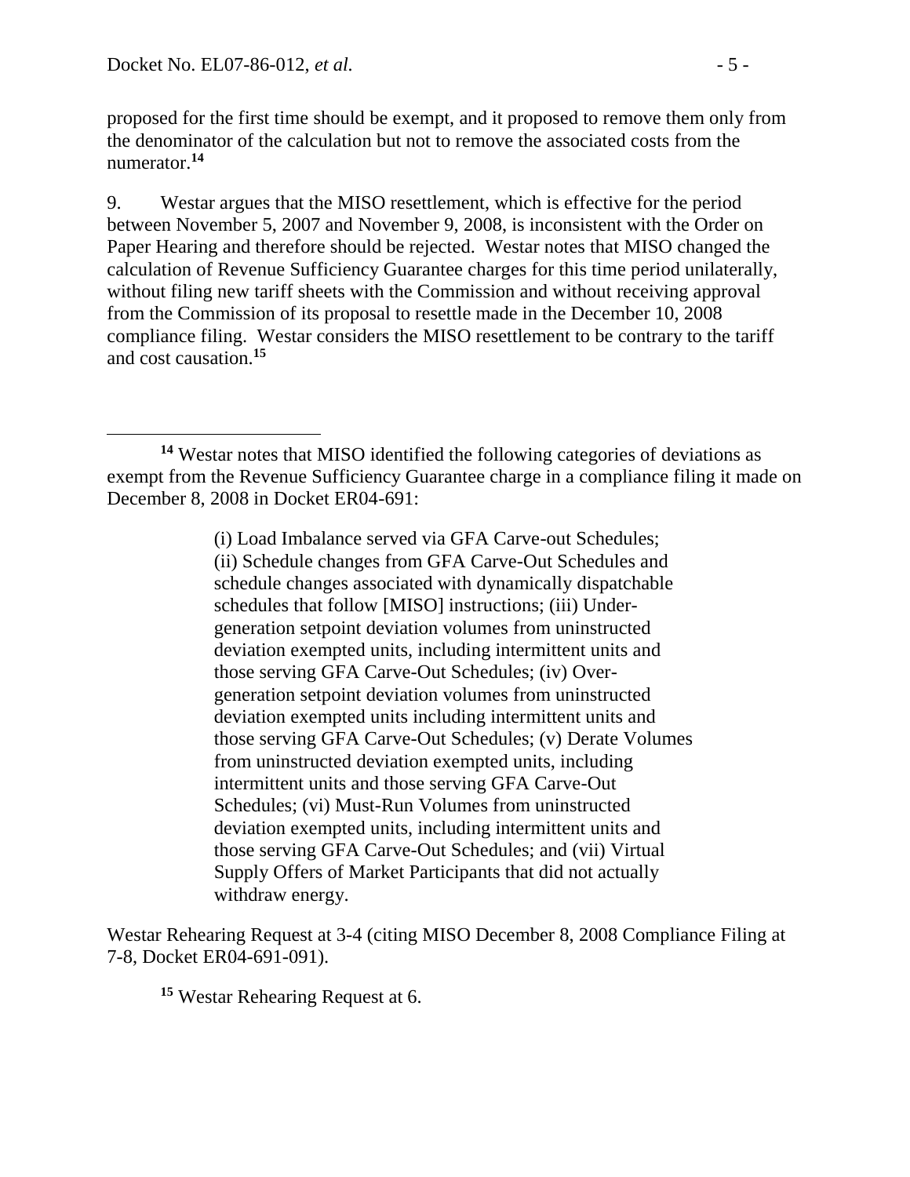proposed for the first time should be exempt, and it proposed to remove them only from the denominator of the calculation but not to remove the associated costs from the numerator.[14]

9. Westar argues that the MISO resettlement, which is effective for the period between November 5, 2007 and November 9, 2008, is inconsistent with the Order on Paper Hearing and therefore should be rejected. Westar notes that MISO changed the calculation of Revenue Sufficiency Guarantee charges for this time period unilaterally, without filing new tariff sheets with the Commission and without receiving approval from the Commission of its proposal to resettle made in the December 10, 2008 compliance filing. Westar considers the MISO resettlement to be contrary to the tariff and cost causation.[15]

---

[14] Westar notes that MISO identified the following categories of deviations as exempt from the Revenue Sufficiency Guarantee charge in a compliance filing it made on December 8, 2008 in Docket ER04-691:

> (i) Load Imbalance served via GFA Carve-out Schedules; (ii) Schedule changes from GFA Carve-Out Schedules and schedule changes associated with dynamically dispatchable schedules that follow [MISO] instructions; (iii) Under-generation setpoint deviation volumes from uninstructed deviation exempted units, including intermittent units and those serving GFA Carve-Out Schedules; (iv) Over-generation setpoint deviation volumes from uninstructed deviation exempted units including intermittent units and those serving GFA Carve-Out Schedules; (v) Derate Volumes from uninstructed deviation exempted units, including intermittent units and those serving GFA Carve-Out Schedules; (vi) Must-Run Volumes from uninstructed deviation exempted units, including intermittent units and those serving GFA Carve-Out Schedules; and (vii) Virtual Supply Offers of Market Participants that did not actually withdraw energy.

Westar Rehearing Request at 3-4 (citing MISO December 8, 2008 Compliance Filing at 7-8, Docket ER04-691-091).

[15] Westar Rehearing Request at 6.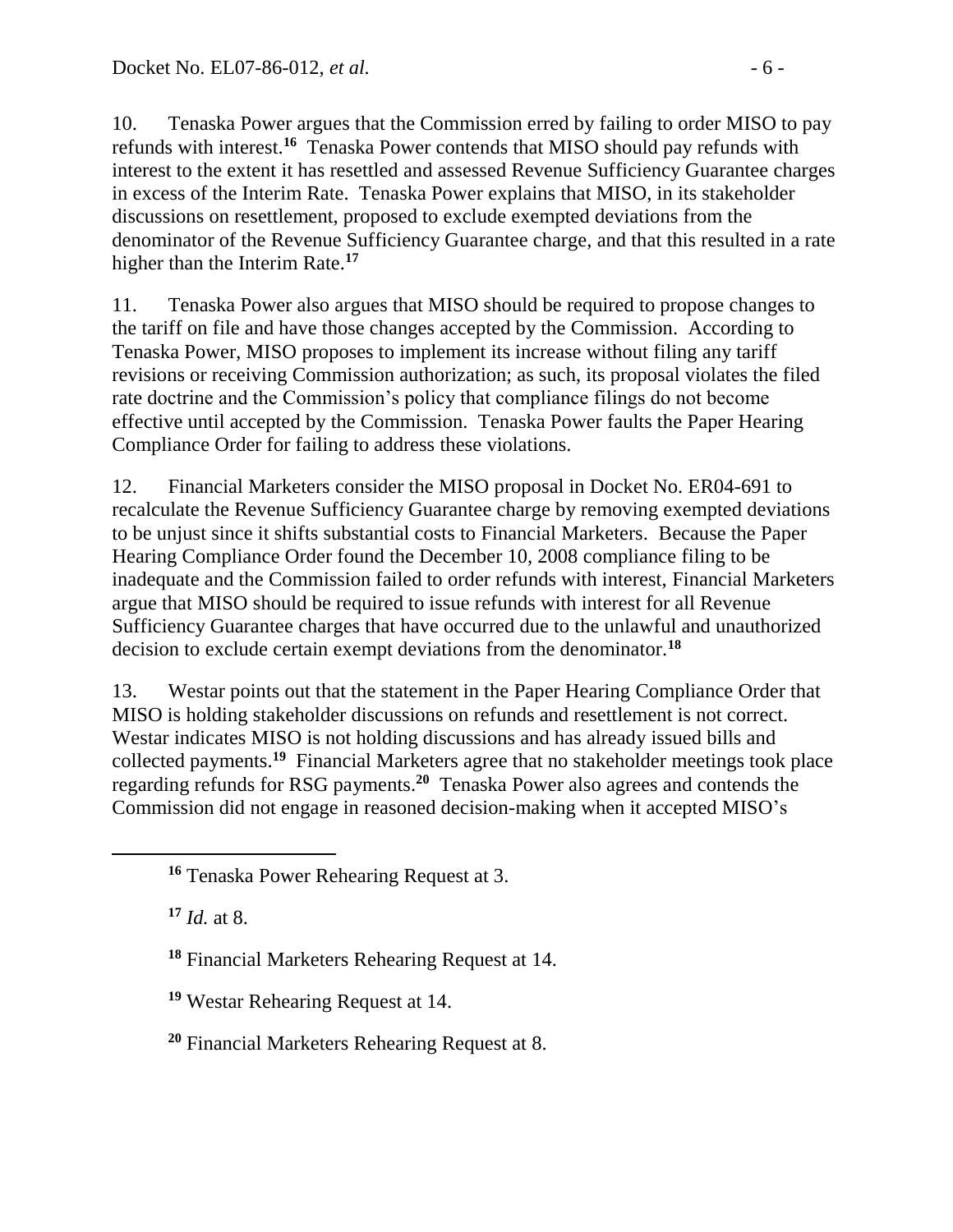10. Tenaska Power argues that the Commission erred by failing to order MISO to pay refunds with interest.[16] Tenaska Power contends that MISO should pay refunds with interest to the extent it has resettled and assessed Revenue Sufficiency Guarantee charges in excess of the Interim Rate. Tenaska Power explains that MISO, in its stakeholder discussions on resettlement, proposed to exclude exempted deviations from the denominator of the Revenue Sufficiency Guarantee charge, and that this resulted in a rate higher than the Interim Rate.[17]

11. Tenaska Power also argues that MISO should be required to propose changes to the tariff on file and have those changes accepted by the Commission. According to Tenaska Power, MISO proposes to implement its increase without filing any tariff revisions or receiving Commission authorization; as such, its proposal violates the filed rate doctrine and the Commission's policy that compliance filings do not become effective until accepted by the Commission. Tenaska Power faults the Paper Hearing Compliance Order for failing to address these violations.

12. Financial Marketers consider the MISO proposal in Docket No. ER04-691 to recalculate the Revenue Sufficiency Guarantee charge by removing exempted deviations to be unjust since it shifts substantial costs to Financial Marketers. Because the Paper Hearing Compliance Order found the December 10, 2008 compliance filing to be inadequate and the Commission failed to order refunds with interest, Financial Marketers argue that MISO should be required to issue refunds with interest for all Revenue Sufficiency Guarantee charges that have occurred due to the unlawful and unauthorized decision to exclude certain exempt deviations from the denominator.[18]

13. Westar points out that the statement in the Paper Hearing Compliance Order that MISO is holding stakeholder discussions on refunds and resettlement is not correct. Westar indicates MISO is not holding discussions and has already issued bills and collected payments.[19] Financial Marketers agree that no stakeholder meetings took place regarding refunds for RSG payments.[20] Tenaska Power also agrees and contends the Commission did not engage in reasoned decision-making when it accepted MISO's

[16] Tenaska Power Rehearing Request at 3.

[17] *Id.* at 8.

[18] Financial Marketers Rehearing Request at 14.

[19] Westar Rehearing Request at 14.

[20] Financial Marketers Rehearing Request at 8.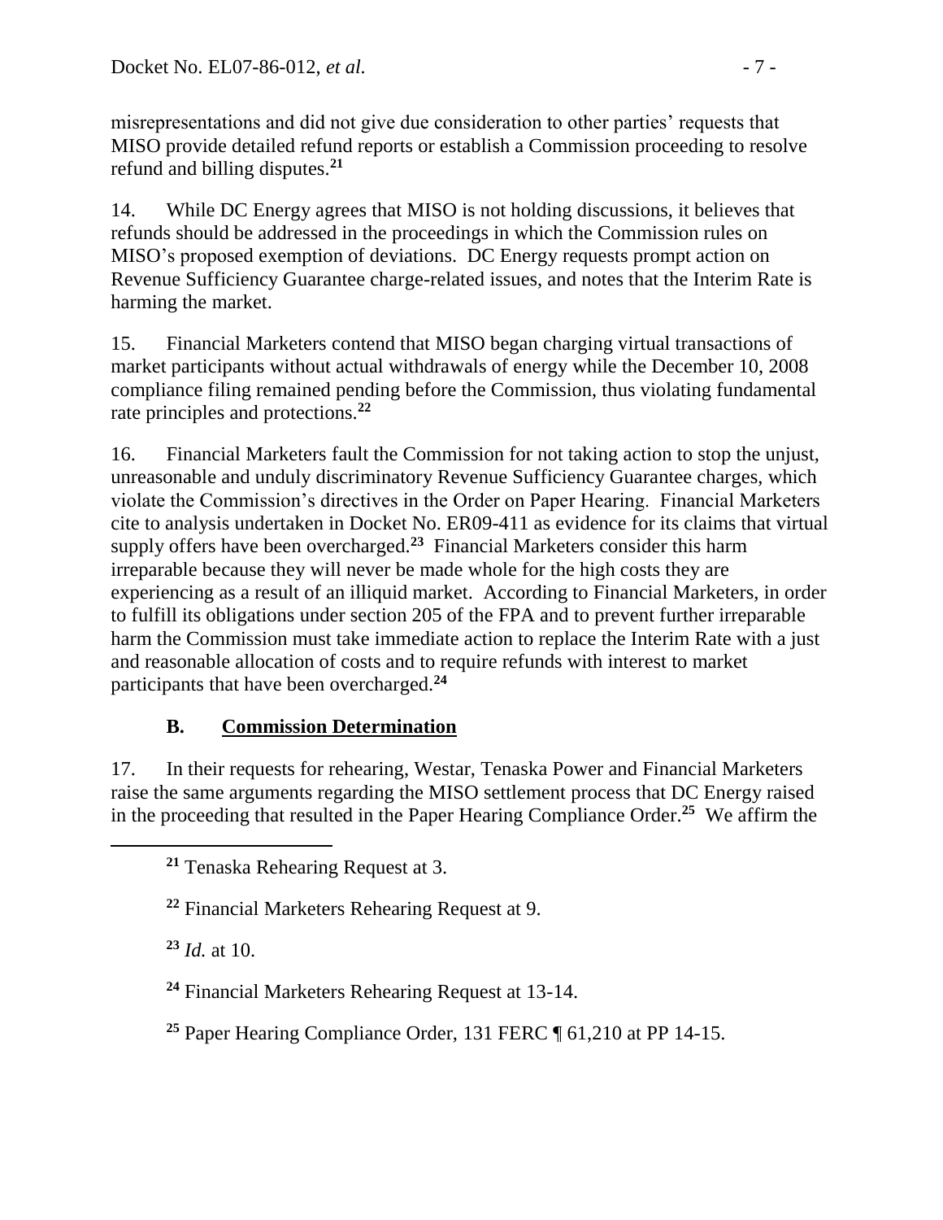misrepresentations and did not give due consideration to other parties' requests that MISO provide detailed refund reports or establish a Commission proceeding to resolve refund and billing disputes.[21]

14. While DC Energy agrees that MISO is not holding discussions, it believes that refunds should be addressed in the proceedings in which the Commission rules on MISO's proposed exemption of deviations. DC Energy requests prompt action on Revenue Sufficiency Guarantee charge-related issues, and notes that the Interim Rate is harming the market.

15. Financial Marketers contend that MISO began charging virtual transactions of market participants without actual withdrawals of energy while the December 10, 2008 compliance filing remained pending before the Commission, thus violating fundamental rate principles and protections.[22]

16. Financial Marketers fault the Commission for not taking action to stop the unjust, unreasonable and unduly discriminatory Revenue Sufficiency Guarantee charges, which violate the Commission's directives in the Order on Paper Hearing. Financial Marketers cite to analysis undertaken in Docket No. ER09-411 as evidence for its claims that virtual supply offers have been overcharged.[23] Financial Marketers consider this harm irreparable because they will never be made whole for the high costs they are experiencing as a result of an illiquid market. According to Financial Marketers, in order to fulfill its obligations under section 205 of the FPA and to prevent further irreparable harm the Commission must take immediate action to replace the Interim Rate with a just and reasonable allocation of costs and to require refunds with interest to market participants that have been overcharged.[24]

### B. **Commission Determination**

17. In their requests for rehearing, Westar, Tenaska Power and Financial Marketers raise the same arguments regarding the MISO settlement process that DC Energy raised in the proceeding that resulted in the Paper Hearing Compliance Order.[25] We affirm the

---

[21] Tenaska Rehearing Request at 3.

[22] Financial Marketers Rehearing Request at 9.

[23] *Id.* at 10.

[24] Financial Marketers Rehearing Request at 13-14.

[25] Paper Hearing Compliance Order, 131 FERC ¶ 61,210 at PP 14-15.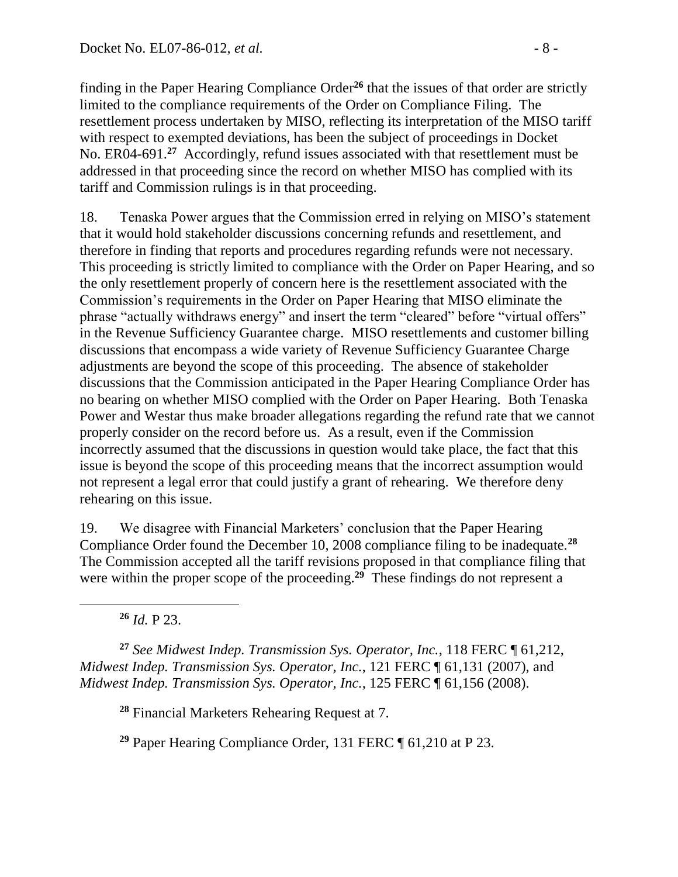finding in the Paper Hearing Compliance Order[26] that the issues of that order are strictly limited to the compliance requirements of the Order on Compliance Filing. The resettlement process undertaken by MISO, reflecting its interpretation of the MISO tariff with respect to exempted deviations, has been the subject of proceedings in Docket No. ER04-691.[27] Accordingly, refund issues associated with that resettlement must be addressed in that proceeding since the record on whether MISO has complied with its tariff and Commission rulings is in that proceeding.

18. Tenaska Power argues that the Commission erred in relying on MISO's statement that it would hold stakeholder discussions concerning refunds and resettlement, and therefore in finding that reports and procedures regarding refunds were not necessary. This proceeding is strictly limited to compliance with the Order on Paper Hearing, and so the only resettlement properly of concern here is the resettlement associated with the Commission's requirements in the Order on Paper Hearing that MISO eliminate the phrase "actually withdraws energy" and insert the term "cleared" before "virtual offers" in the Revenue Sufficiency Guarantee charge. MISO resettlements and customer billing discussions that encompass a wide variety of Revenue Sufficiency Guarantee Charge adjustments are beyond the scope of this proceeding. The absence of stakeholder discussions that the Commission anticipated in the Paper Hearing Compliance Order has no bearing on whether MISO complied with the Order on Paper Hearing. Both Tenaska Power and Westar thus make broader allegations regarding the refund rate that we cannot properly consider on the record before us. As a result, even if the Commission incorrectly assumed that the discussions in question would take place, the fact that this issue is beyond the scope of this proceeding means that the incorrect assumption would not represent a legal error that could justify a grant of rehearing. We therefore deny rehearing on this issue.

19. We disagree with Financial Marketers' conclusion that the Paper Hearing Compliance Order found the December 10, 2008 compliance filing to be inadequate.[28] The Commission accepted all the tariff revisions proposed in that compliance filing that were within the proper scope of the proceeding.[29] These findings do not represent a

---

[26] *Id.* P 23.

[27] *See Midwest Indep. Transmission Sys. Operator, Inc.*, 118 FERC ¶ 61,212, *Midwest Indep. Transmission Sys. Operator, Inc.*, 121 FERC ¶ 61,131 (2007), and *Midwest Indep. Transmission Sys. Operator, Inc.*, 125 FERC ¶ 61,156 (2008).

[28] Financial Marketers Rehearing Request at 7.

[29] Paper Hearing Compliance Order, 131 FERC ¶ 61,210 at P 23.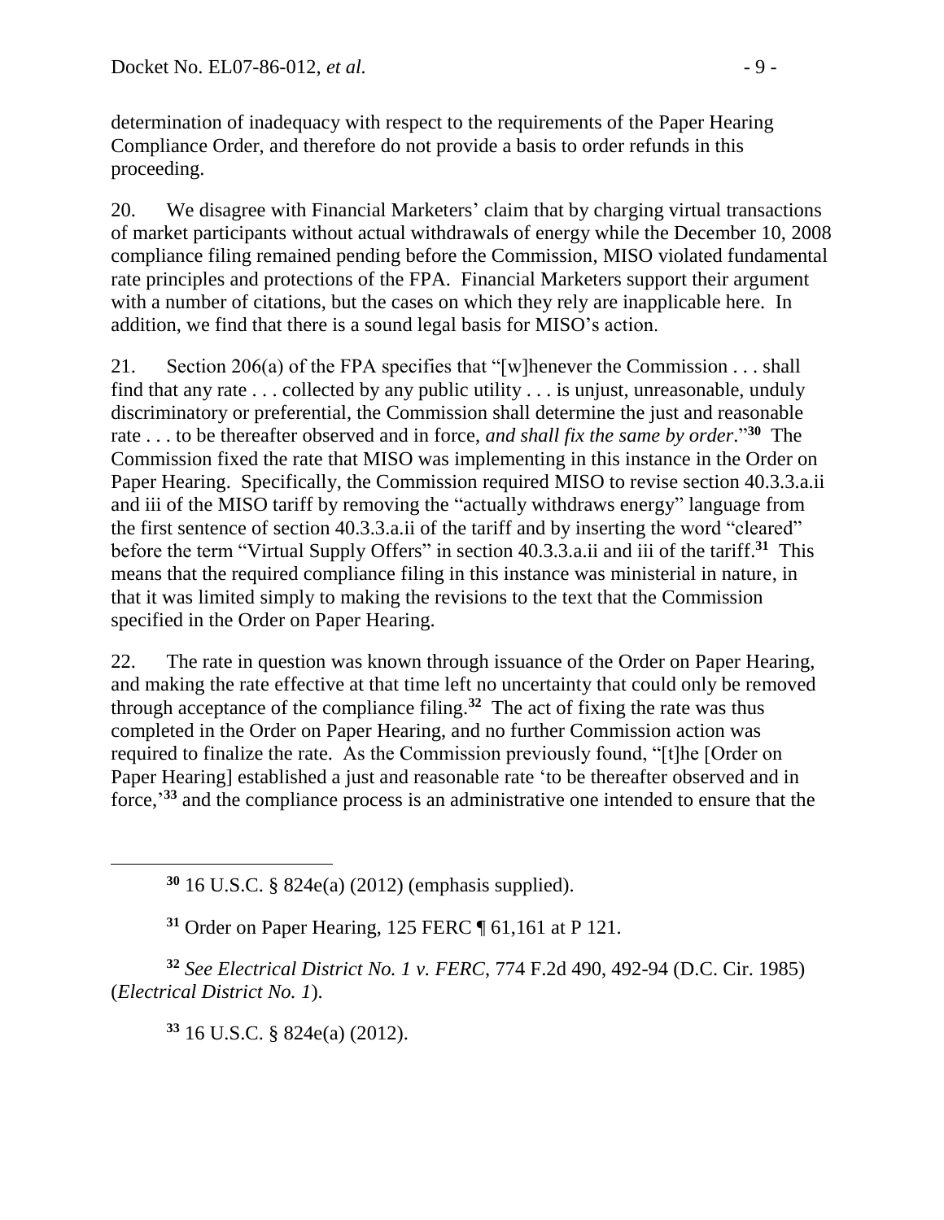determination of inadequacy with respect to the requirements of the Paper Hearing Compliance Order, and therefore do not provide a basis to order refunds in this proceeding.

20. We disagree with Financial Marketers' claim that by charging virtual transactions of market participants without actual withdrawals of energy while the December 10, 2008 compliance filing remained pending before the Commission, MISO violated fundamental rate principles and protections of the FPA. Financial Marketers support their argument with a number of citations, but the cases on which they rely are inapplicable here. In addition, we find that there is a sound legal basis for MISO's action.

21. Section 206(a) of the FPA specifies that "[w]henever the Commission . . . shall find that any rate . . . collected by any public utility . . . is unjust, unreasonable, unduly discriminatory or preferential, the Commission shall determine the just and reasonable rate . . . to be thereafter observed and in force, *and shall fix the same by order*."[30] The Commission fixed the rate that MISO was implementing in this instance in the Order on Paper Hearing. Specifically, the Commission required MISO to revise section 40.3.3.a.ii and iii of the MISO tariff by removing the "actually withdraws energy" language from the first sentence of section 40.3.3.a.ii of the tariff and by inserting the word "cleared" before the term "Virtual Supply Offers" in section 40.3.3.a.ii and iii of the tariff.[31] This means that the required compliance filing in this instance was ministerial in nature, in that it was limited simply to making the revisions to the text that the Commission specified in the Order on Paper Hearing.

22. The rate in question was known through issuance of the Order on Paper Hearing, and making the rate effective at that time left no uncertainty that could only be removed through acceptance of the compliance filing.[32] The act of fixing the rate was thus completed in the Order on Paper Hearing, and no further Commission action was required to finalize the rate. As the Commission previously found, "[t]he [Order on Paper Hearing] established a just and reasonable rate 'to be thereafter observed and in force,'[33] and the compliance process is an administrative one intended to ensure that the

---

[30] 16 U.S.C. § 824e(a) (2012) (emphasis supplied).

[31] Order on Paper Hearing, 125 FERC ¶ 61,161 at P 121.

[32] *See Electrical District No. 1 v. FERC*, 774 F.2d 490, 492-94 (D.C. Cir. 1985) (*Electrical District No. 1*).

[33] 16 U.S.C. § 824e(a) (2012).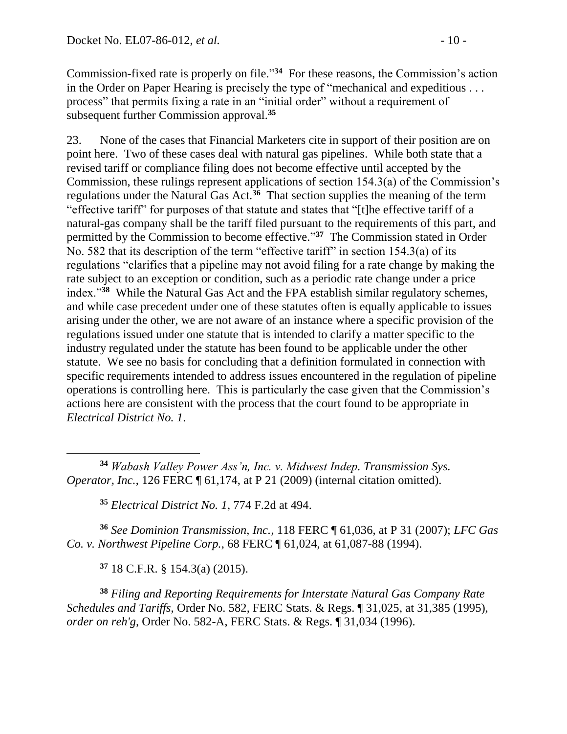Commission-fixed rate is properly on file."[34] For these reasons, the Commission's action in the Order on Paper Hearing is precisely the type of "mechanical and expeditious . . . process" that permits fixing a rate in an "initial order" without a requirement of subsequent further Commission approval.[35]

23. None of the cases that Financial Marketers cite in support of their position are on point here. Two of these cases deal with natural gas pipelines. While both state that a revised tariff or compliance filing does not become effective until accepted by the Commission, these rulings represent applications of section 154.3(a) of the Commission's regulations under the Natural Gas Act.[36] That section supplies the meaning of the term "effective tariff" for purposes of that statute and states that "[t]he effective tariff of a natural-gas company shall be the tariff filed pursuant to the requirements of this part, and permitted by the Commission to become effective."[37] The Commission stated in Order No. 582 that its description of the term "effective tariff" in section 154.3(a) of its regulations "clarifies that a pipeline may not avoid filing for a rate change by making the rate subject to an exception or condition, such as a periodic rate change under a price index."[38] While the Natural Gas Act and the FPA establish similar regulatory schemes, and while case precedent under one of these statutes often is equally applicable to issues arising under the other, we are not aware of an instance where a specific provision of the regulations issued under one statute that is intended to clarify a matter specific to the industry regulated under the statute has been found to be applicable under the other statute. We see no basis for concluding that a definition formulated in connection with specific requirements intended to address issues encountered in the regulation of pipeline operations is controlling here. This is particularly the case given that the Commission's actions here are consistent with the process that the court found to be appropriate in *Electrical District No. 1*.

[34] *Wabash Valley Power Ass'n, Inc. v. Midwest Indep. Transmission Sys. Operator, Inc.*, 126 FERC ¶ 61,174, at P 21 (2009) (internal citation omitted).

[35] *Electrical District No. 1*, 774 F.2d at 494.

[36] *See Dominion Transmission, Inc.*, 118 FERC ¶ 61,036, at P 31 (2007); *LFC Gas Co. v. Northwest Pipeline Corp.*, 68 FERC ¶ 61,024, at 61,087-88 (1994).

[37] 18 C.F.R. § 154.3(a) (2015).

[38] *Filing and Reporting Requirements for Interstate Natural Gas Company Rate Schedules and Tariffs*, Order No. 582, FERC Stats. & Regs. ¶ 31,025, at 31,385 (1995), *order on reh'g*, Order No. 582-A, FERC Stats. & Regs. ¶ 31,034 (1996).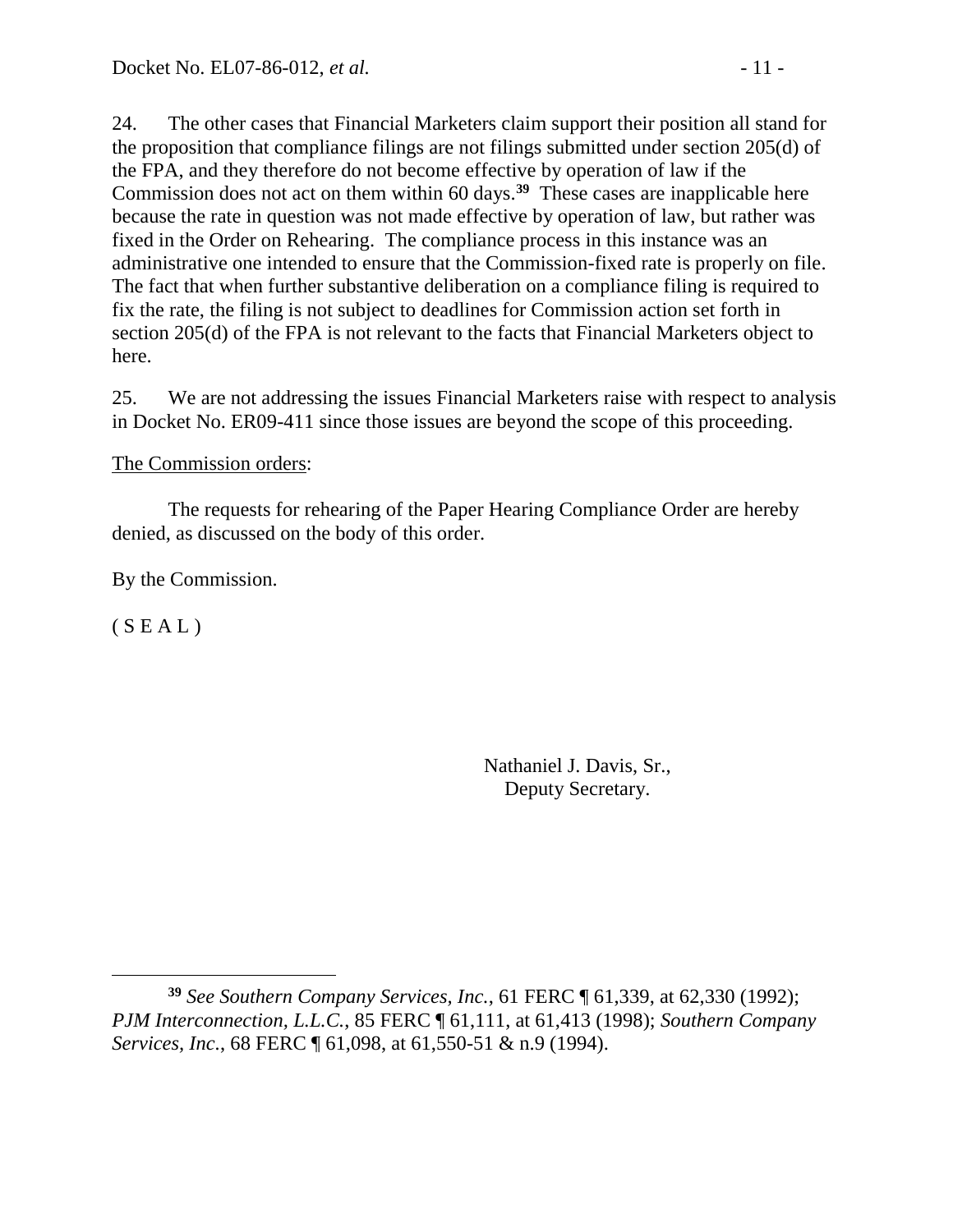24. The other cases that Financial Marketers claim support their position all stand for the proposition that compliance filings are not filings submitted under section 205(d) of the FPA, and they therefore do not become effective by operation of law if the Commission does not act on them within 60 days.[39] These cases are inapplicable here because the rate in question was not made effective by operation of law, but rather was fixed in the Order on Rehearing. The compliance process in this instance was an administrative one intended to ensure that the Commission-fixed rate is properly on file. The fact that when further substantive deliberation on a compliance filing is required to fix the rate, the filing is not subject to deadlines for Commission action set forth in section 205(d) of the FPA is not relevant to the facts that Financial Marketers object to here.

25. We are not addressing the issues Financial Marketers raise with respect to analysis in Docket No. ER09-411 since those issues are beyond the scope of this proceeding.

The Commission orders:

The requests for rehearing of the Paper Hearing Compliance Order are hereby denied, as discussed on the body of this order.

By the Commission.

( S E A L )

Nathaniel J. Davis, Sr.,
Deputy Secretary.

---

[39] *See Southern Company Services, Inc.*, 61 FERC ¶ 61,339, at 62,330 (1992); *PJM Interconnection, L.L.C.*, 85 FERC ¶ 61,111, at 61,413 (1998); *Southern Company Services, Inc*., 68 FERC ¶ 61,098, at 61,550-51 & n.9 (1994).